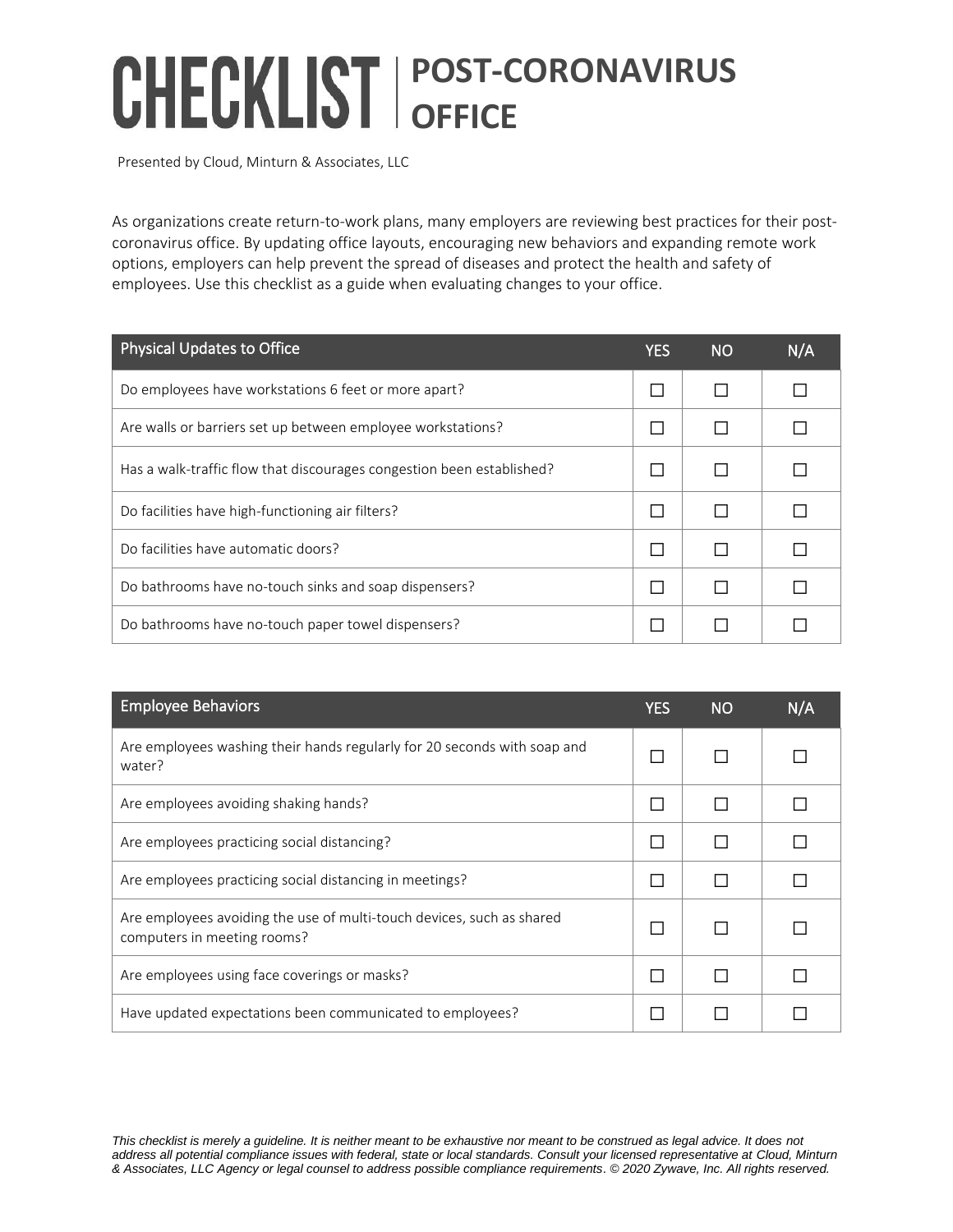# CHECKLIST | POST-CORONAVIRUS OFFICE

Presented by Cloud, Minturn & Associates, LLC

As organizations create return-to-work plans, many employers are reviewing best practices for their post-coronavirus office. By updating office layouts, encouraging new behaviors and expanding remote work options, employers can help prevent the spread of diseases and protect the health and safety of employees. Use this checklist as a guide when evaluating changes to your office.

| Physical Updates to Office | YES | NO | N/A |
|---|---|---|---|
| Do employees have workstations 6 feet or more apart? | ☐ | ☐ | ☐ |
| Are walls or barriers set up between employee workstations? | ☐ | ☐ | ☐ |
| Has a walk-traffic flow that discourages congestion been established? | ☐ | ☐ | ☐ |
| Do facilities have high-functioning air filters? | ☐ | ☐ | ☐ |
| Do facilities have automatic doors? | ☐ | ☐ | ☐ |
| Do bathrooms have no-touch sinks and soap dispensers? | ☐ | ☐ | ☐ |
| Do bathrooms have no-touch paper towel dispensers? | ☐ | ☐ | ☐ |

| Employee Behaviors | YES | NO | N/A |
|---|---|---|---|
| Are employees washing their hands regularly for 20 seconds with soap and water? | ☐ | ☐ | ☐ |
| Are employees avoiding shaking hands? | ☐ | ☐ | ☐ |
| Are employees practicing social distancing? | ☐ | ☐ | ☐ |
| Are employees practicing social distancing in meetings? | ☐ | ☐ | ☐ |
| Are employees avoiding the use of multi-touch devices, such as shared computers in meeting rooms? | ☐ | ☐ | ☐ |
| Are employees using face coverings or masks? | ☐ | ☐ | ☐ |
| Have updated expectations been communicated to employees? | ☐ | ☐ | ☐ |

*This checklist is merely a guideline. It is neither meant to be exhaustive nor meant to be construed as legal advice. It does not address all potential compliance issues with federal, state or local standards. Consult your licensed representative at Cloud, Minturn & Associates, LLC Agency or legal counsel to address possible compliance requirements. © 2020 Zywave, Inc. All rights reserved.*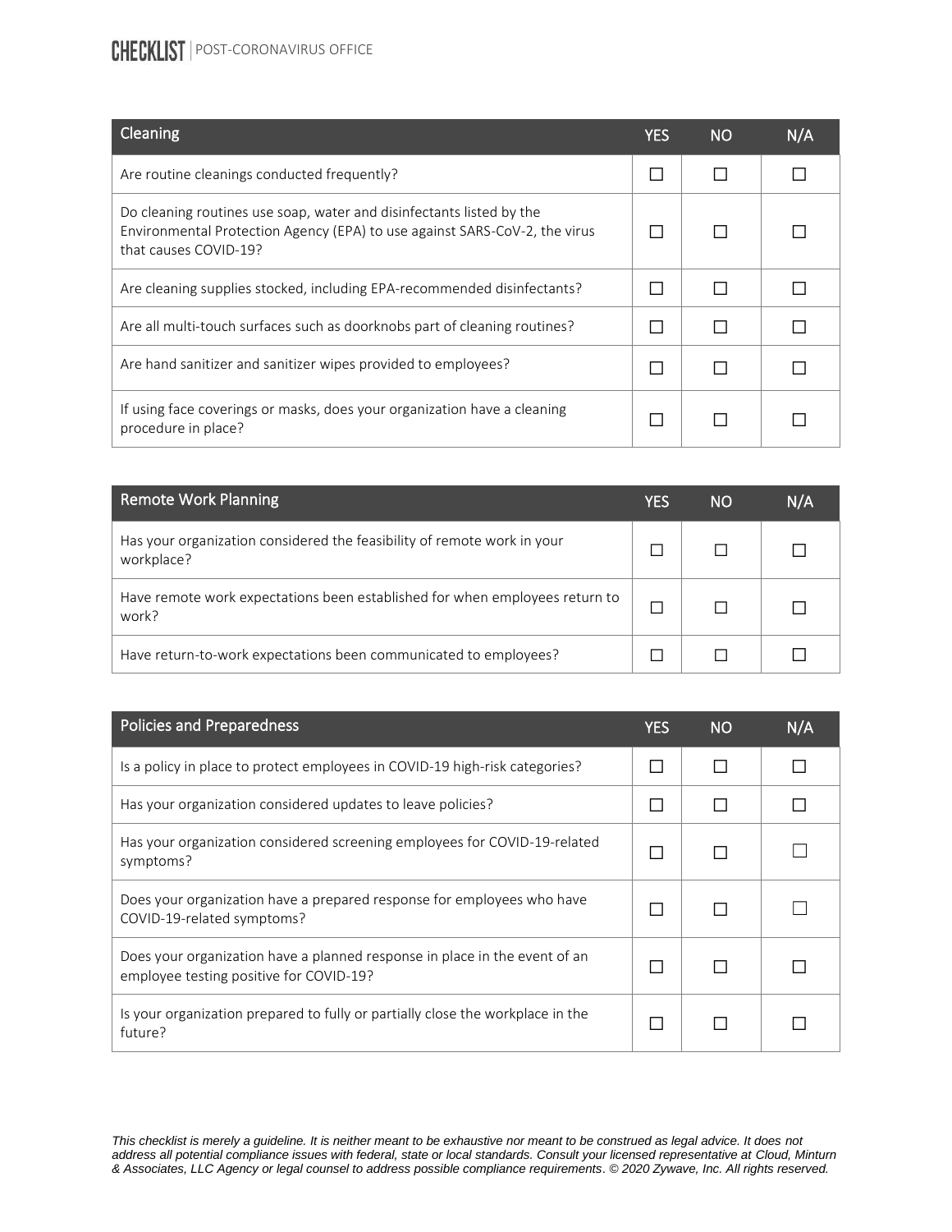| Cleaning | YES | NO | N/A |
| --- | --- | --- | --- |
| Are routine cleanings conducted frequently? | ☐ | ☐ | ☐ |
| Do cleaning routines use soap, water and disinfectants listed by the Environmental Protection Agency (EPA) to use against SARS-CoV-2, the virus that causes COVID-19? | ☐ | ☐ | ☐ |
| Are cleaning supplies stocked, including EPA-recommended disinfectants? | ☐ | ☐ | ☐ |
| Are all multi-touch surfaces such as doorknobs part of cleaning routines? | ☐ | ☐ | ☐ |
| Are hand sanitizer and sanitizer wipes provided to employees? | ☐ | ☐ | ☐ |
| If using face coverings or masks, does your organization have a cleaning procedure in place? | ☐ | ☐ | ☐ |

| Remote Work Planning | YES | NO | N/A |
| --- | --- | --- | --- |
| Has your organization considered the feasibility of remote work in your workplace? | ☐ | ☐ | ☐ |
| Have remote work expectations been established for when employees return to work? | ☐ | ☐ | ☐ |
| Have return-to-work expectations been communicated to employees? | ☐ | ☐ | ☐ |

| Policies and Preparedness | YES | NO | N/A |
| --- | --- | --- | --- |
| Is a policy in place to protect employees in COVID-19 high-risk categories? | ☐ | ☐ | ☐ |
| Has your organization considered updates to leave policies? | ☐ | ☐ | ☐ |
| Has your organization considered screening employees for COVID-19-related symptoms? | ☐ | ☐ | ☐ |
| Does your organization have a prepared response for employees who have COVID-19-related symptoms? | ☐ | ☐ | ☐ |
| Does your organization have a planned response in place in the event of an employee testing positive for COVID-19? | ☐ | ☐ | ☐ |
| Is your organization prepared to fully or partially close the workplace in the future? | ☐ | ☐ | ☐ |

*This checklist is merely a guideline. It is neither meant to be exhaustive nor meant to be construed as legal advice. It does not address all potential compliance issues with federal, state or local standards. Consult your licensed representative at Cloud, Minturn & Associates, LLC Agency or legal counsel to address possible compliance requirements. © 2020 Zywave, Inc. All rights reserved.*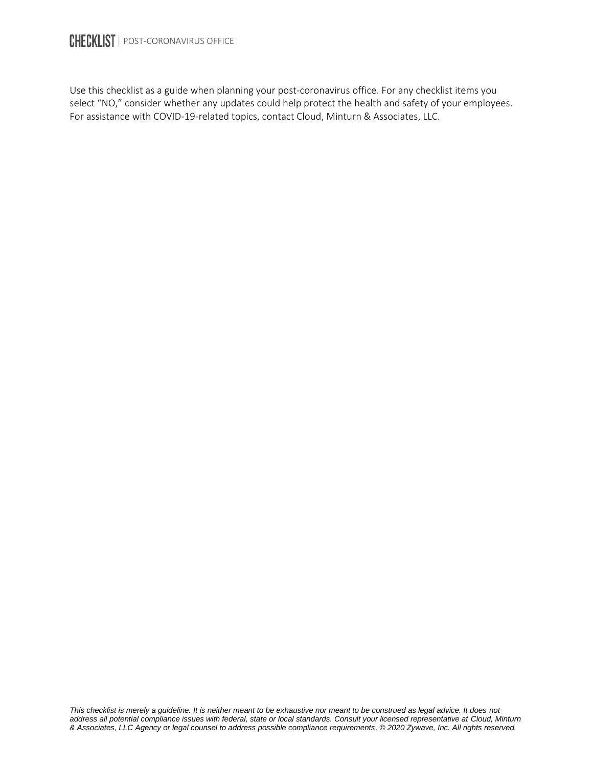Use this checklist as a guide when planning your post-coronavirus office. For any checklist items you select “NO,” consider whether any updates could help protect the health and safety of your employees. For assistance with COVID-19-related topics, contact Cloud, Minturn & Associates, LLC.

*This checklist is merely a guideline. It is neither meant to be exhaustive nor meant to be construed as legal advice. It does not address all potential compliance issues with federal, state or local standards. Consult your licensed representative at Cloud, Minturn & Associates, LLC Agency or legal counsel to address possible compliance requirements. © 2020 Zywave, Inc. All rights reserved.*